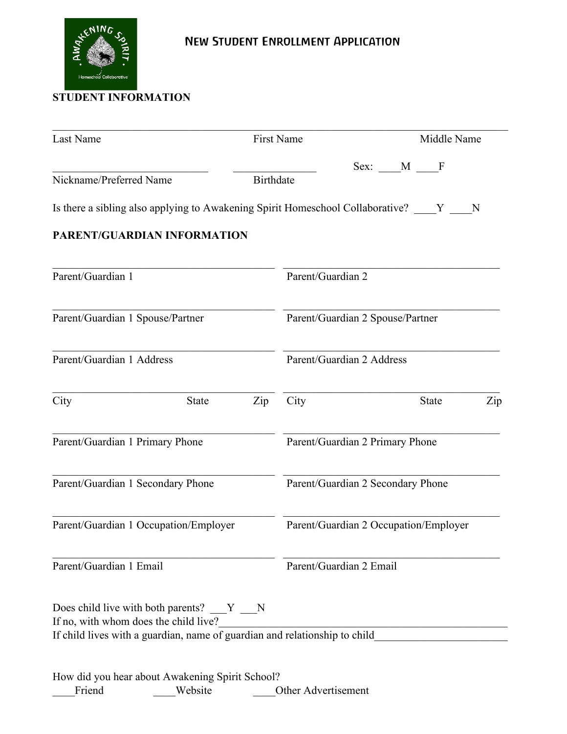# New Student Enrollment Application

## STUDENT INFORMATION

\_\_\_\_\_\_\_\_\_\_\_\_\_\_\_\_\_\_\_\_\_\_\_\_\_\_\_\_\_\_\_\_\_\_\_\_\_\_\_\_\_\_\_\_\_\_\_\_\_\_\_\_\_\_\_\_\_\_\_\_\_\_\_\_\_\_\_\_\_\_\_\_

Last Name                First Name                Middle Name

\_\_\_\_\_\_\_\_\_\_\_\_\_\_\_\_\_\_\_\_\_\_\_\_\_\_\_\_       \_\_\_\_\_\_\_\_\_\_\_\_\_\_\_\_       Sex: \_\_\_\_M \_\_\_\_F

Nickname/Preferred Name       Birthdate

Is there a sibling also applying to Awakening Spirit Homeschool Collaborative? \_\_\_\_Y \_\_\_\_N

## PARENT/GUARDIAN INFORMATION

\_\_\_\_\_\_\_\_\_\_\_\_\_\_\_\_\_\_\_\_\_\_\_\_\_\_\_\_\_\_\_\_\_\_\_\_\_\_\_\_\_\_\_\_\_\_\_\_
Parent/Guardian 1

\_\_\_\_\_\_\_\_\_\_\_\_\_\_\_\_\_\_\_\_\_\_\_\_\_\_\_\_\_\_\_\_\_\_\_\_\_\_\_\_\_\_\_\_\_\_\_\_
Parent/Guardian 1 Spouse/Partner

\_\_\_\_\_\_\_\_\_\_\_\_\_\_\_\_\_\_\_\_\_\_\_\_\_\_\_\_\_\_\_\_\_\_\_\_\_\_\_\_\_\_\_\_\_\_\_\_
Parent/Guardian 1 Address

\_\_\_\_\_\_\_\_\_\_\_\_\_\_\_\_\_\_\_\_\_\_\_\_\_\_\_\_\_\_\_\_\_\_\_\_\_\_\_\_\_\_\_\_\_\_\_\_
City                State                Zip

\_\_\_\_\_\_\_\_\_\_\_\_\_\_\_\_\_\_\_\_\_\_\_\_\_\_\_\_\_\_\_\_\_\_\_\_\_\_\_\_\_\_\_\_\_\_\_\_
Parent/Guardian 1 Primary Phone

\_\_\_\_\_\_\_\_\_\_\_\_\_\_\_\_\_\_\_\_\_\_\_\_\_\_\_\_\_\_\_\_\_\_\_\_\_\_\_\_\_\_\_\_\_\_\_\_
Parent/Guardian 1 Secondary Phone

\_\_\_\_\_\_\_\_\_\_\_\_\_\_\_\_\_\_\_\_\_\_\_\_\_\_\_\_\_\_\_\_\_\_\_\_\_\_\_\_\_\_\_\_\_\_\_\_
Parent/Guardian 1 Occupation/Employer

\_\_\_\_\_\_\_\_\_\_\_\_\_\_\_\_\_\_\_\_\_\_\_\_\_\_\_\_\_\_\_\_\_\_\_\_\_\_\_\_\_\_\_\_\_\_\_\_
Parent/Guardian 1 Email

\_\_\_\_\_\_\_\_\_\_\_\_\_\_\_\_\_\_\_\_\_\_\_\_\_\_\_\_\_\_\_\_\_\_\_\_\_\_\_\_\_\_\_\_\_\_\_\_
Parent/Guardian 2

\_\_\_\_\_\_\_\_\_\_\_\_\_\_\_\_\_\_\_\_\_\_\_\_\_\_\_\_\_\_\_\_\_\_\_\_\_\_\_\_\_\_\_\_\_\_\_\_
Parent/Guardian 2 Spouse/Partner

\_\_\_\_\_\_\_\_\_\_\_\_\_\_\_\_\_\_\_\_\_\_\_\_\_\_\_\_\_\_\_\_\_\_\_\_\_\_\_\_\_\_\_\_\_\_\_\_
Parent/Guardian 2 Address

\_\_\_\_\_\_\_\_\_\_\_\_\_\_\_\_\_\_\_\_\_\_\_\_\_\_\_\_\_\_\_\_\_\_\_\_\_\_\_\_\_\_\_\_\_\_\_\_
City                State                Zip

\_\_\_\_\_\_\_\_\_\_\_\_\_\_\_\_\_\_\_\_\_\_\_\_\_\_\_\_\_\_\_\_\_\_\_\_\_\_\_\_\_\_\_\_\_\_\_\_
Parent/Guardian 2 Primary Phone

\_\_\_\_\_\_\_\_\_\_\_\_\_\_\_\_\_\_\_\_\_\_\_\_\_\_\_\_\_\_\_\_\_\_\_\_\_\_\_\_\_\_\_\_\_\_\_\_
Parent/Guardian 2 Secondary Phone

\_\_\_\_\_\_\_\_\_\_\_\_\_\_\_\_\_\_\_\_\_\_\_\_\_\_\_\_\_\_\_\_\_\_\_\_\_\_\_\_\_\_\_\_\_\_\_\_
Parent/Guardian 2 Occupation/Employer

\_\_\_\_\_\_\_\_\_\_\_\_\_\_\_\_\_\_\_\_\_\_\_\_\_\_\_\_\_\_\_\_\_\_\_\_\_\_\_\_\_\_\_\_\_\_\_\_
Parent/Guardian 2 Email

Does child live with both parents? \_\_\_Y \_\_\_N

If no, with whom does the child live?\_\_\_\_\_\_\_\_\_\_\_\_\_\_\_\_\_\_\_\_\_\_\_\_\_\_\_\_\_\_\_\_\_\_\_\_\_\_\_\_\_\_\_\_\_\_\_\_\_\_\_\_\_\_\_\_\_\_\_\_

If child lives with a guardian, name of guardian and relationship to child\_\_\_\_\_\_\_\_\_\_\_\_\_\_\_\_\_\_\_\_\_\_\_\_\_\_

How did you hear about Awakening Spirit School?

\_\_\_\_Friend       \_\_\_\_Website       \_\_\_\_Other Advertisement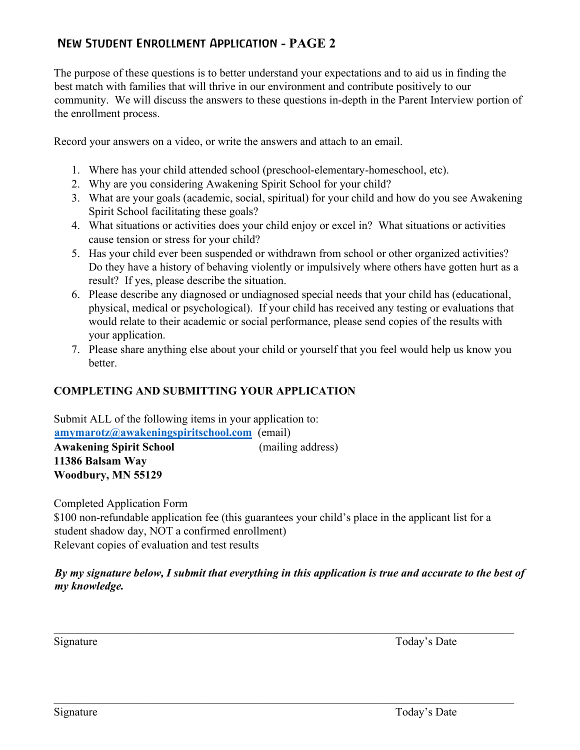## New Student Enrollment Application - PAGE 2

The purpose of these questions is to better understand your expectations and to aid us in finding the best match with families that will thrive in our environment and contribute positively to our community. We will discuss the answers to these questions in-depth in the Parent Interview portion of the enrollment process.

Record your answers on a video, or write the answers and attach to an email.

1. Where has your child attended school (preschool-elementary-homeschool, etc).
2. Why are you considering Awakening Spirit School for your child?
3. What are your goals (academic, social, spiritual) for your child and how do you see Awakening Spirit School facilitating these goals?
4. What situations or activities does your child enjoy or excel in? What situations or activities cause tension or stress for your child?
5. Has your child ever been suspended or withdrawn from school or other organized activities? Do they have a history of behaving violently or impulsively where others have gotten hurt as a result? If yes, please describe the situation.
6. Please describe any diagnosed or undiagnosed special needs that your child has (educational, physical, medical or psychological). If your child has received any testing or evaluations that would relate to their academic or social performance, please send copies of the results with your application.
7. Please share anything else about your child or yourself that you feel would help us know you better.

### COMPLETING AND SUBMITTING YOUR APPLICATION

Submit ALL of the following items in your application to:
**amymarotz@awakeningspiritschool.com** (email)
**Awakening Spirit School** (mailing address)
**11386 Balsam Way**
**Woodbury, MN 55129**

Completed Application Form
$100 non-refundable application fee (this guarantees your child's place in the applicant list for a student shadow day, NOT a confirmed enrollment)
Relevant copies of evaluation and test results

***By my signature below, I submit that everything in this application is true and accurate to the best of my knowledge.***

_______________________________________________________________

Signature Today's Date

_______________________________________________________________

Signature Today's Date